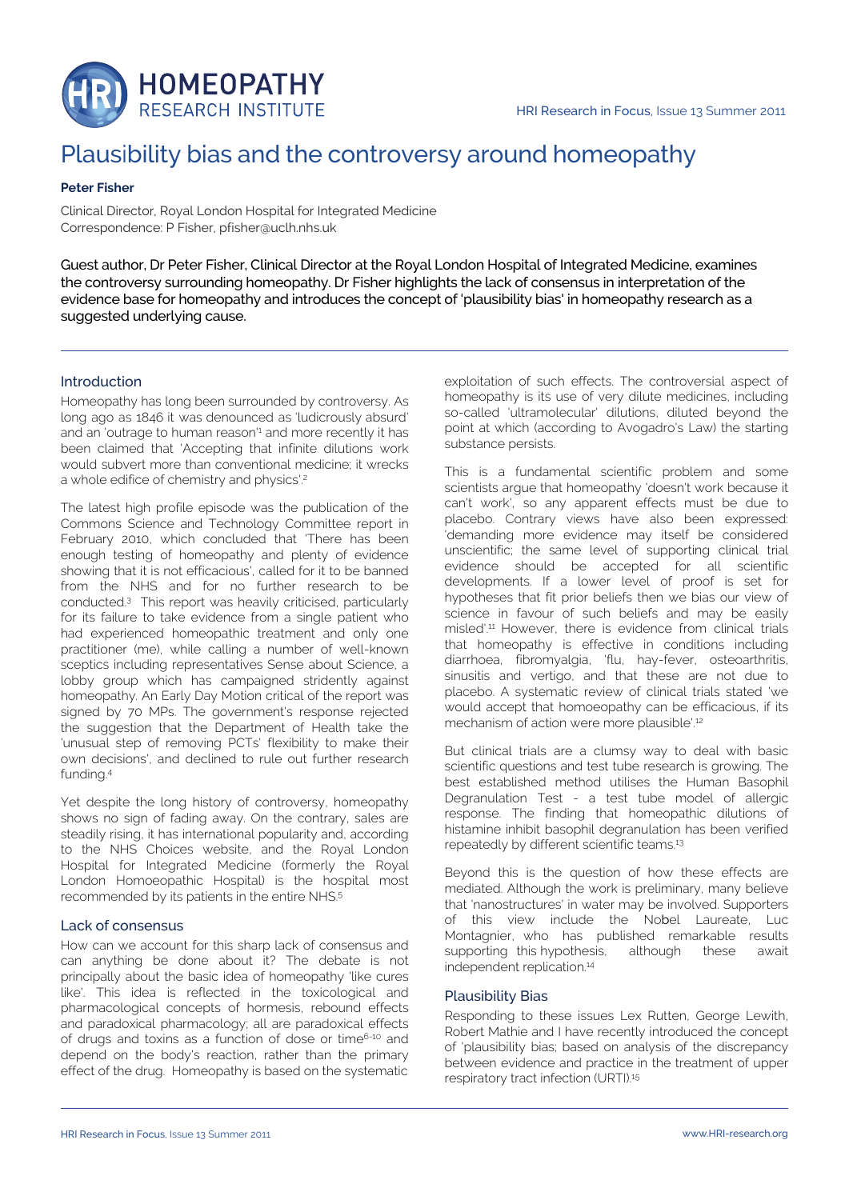# Plausibility bias and the controversy around homeopathy

**Peter Fisher**

Clinical Director, Royal London Hospital for Integrated Medicine
Correspondence: P Fisher, pfisher@uclh.nhs.uk

Guest author, Dr Peter Fisher, Clinical Director at the Royal London Hospital of Integrated Medicine, examines the controversy surrounding homeopathy. Dr Fisher highlights the lack of consensus in interpretation of the evidence base for homeopathy and introduces the concept of 'plausibility bias' in homeopathy research as a suggested underlying cause.

## Introduction

Homeopathy has long been surrounded by controversy. As long ago as 1846 it was denounced as 'ludicrously absurd' and an 'outrage to human reason'[1] and more recently it has been claimed that 'Accepting that infinite dilutions work would subvert more than conventional medicine; it wrecks a whole edifice of chemistry and physics'.[2]

The latest high profile episode was the publication of the Commons Science and Technology Committee report in February 2010, which concluded that 'There has been enough testing of homeopathy and plenty of evidence showing that it is not efficacious', called for it to be banned from the NHS and for no further research to be conducted.[3] This report was heavily criticised, particularly for its failure to take evidence from a single patient who had experienced homeopathic treatment and only one practitioner (me), while calling a number of well-known sceptics including representatives Sense about Science, a lobby group which has campaigned stridently against homeopathy. An Early Day Motion critical of the report was signed by 70 MPs. The government's response rejected the suggestion that the Department of Health take the 'unusual step of removing PCTs' flexibility to make their own decisions', and declined to rule out further research funding.[4]

Yet despite the long history of controversy, homeopathy shows no sign of fading away. On the contrary, sales are steadily rising, it has international popularity and, according to the NHS Choices website, and the Royal London Hospital for Integrated Medicine (formerly the Royal London Homoeopathic Hospital) is the hospital most recommended by its patients in the entire NHS.[5]

## Lack of consensus

How can we account for this sharp lack of consensus and can anything be done about it? The debate is not principally about the basic idea of homeopathy 'like cures like'. This idea is reflected in the toxicological and pharmacological concepts of hormesis, rebound effects and paradoxical pharmacology; all are paradoxical effects of drugs and toxins as a function of dose or time[6-10] and depend on the body's reaction, rather than the primary effect of the drug. Homeopathy is based on the systematic exploitation of such effects. The controversial aspect of homeopathy is its use of very dilute medicines, including so-called 'ultramolecular' dilutions, diluted beyond the point at which (according to Avogadro's Law) the starting substance persists.

This is a fundamental scientific problem and some scientists argue that homeopathy 'doesn't work because it can't work', so any apparent effects must be due to placebo. Contrary views have also been expressed: 'demanding more evidence may itself be considered unscientific; the same level of supporting clinical trial evidence should be accepted for all scientific developments. If a lower level of proof is set for hypotheses that fit prior beliefs then we bias our view of science in favour of such beliefs and may be easily misled'.[11] However, there is evidence from clinical trials that homeopathy is effective in conditions including diarrhoea, fibromyalgia, 'flu, hay-fever, osteoarthritis, sinusitis and vertigo, and that these are not due to placebo. A systematic review of clinical trials stated 'we would accept that homoeopathy can be efficacious, if its mechanism of action were more plausible'.[12]

But clinical trials are a clumsy way to deal with basic scientific questions and test tube research is growing. The best established method utilises the Human Basophil Degranulation Test - a test tube model of allergic response. The finding that homeopathic dilutions of histamine inhibit basophil degranulation has been verified repeatedly by different scientific teams.[13]

Beyond this is the question of how these effects are mediated. Although the work is preliminary, many believe that 'nanostructures' in water may be involved. Supporters of this view include the Nobel Laureate, Luc Montagnier, who has published remarkable results supporting this hypothesis, although these await independent replication.[14]

## Plausibility Bias

Responding to these issues Lex Rutten, George Lewith, Robert Mathie and I have recently introduced the concept of 'plausibility bias; based on analysis of the discrepancy between evidence and practice in the treatment of upper respiratory tract infection (URTI).[15]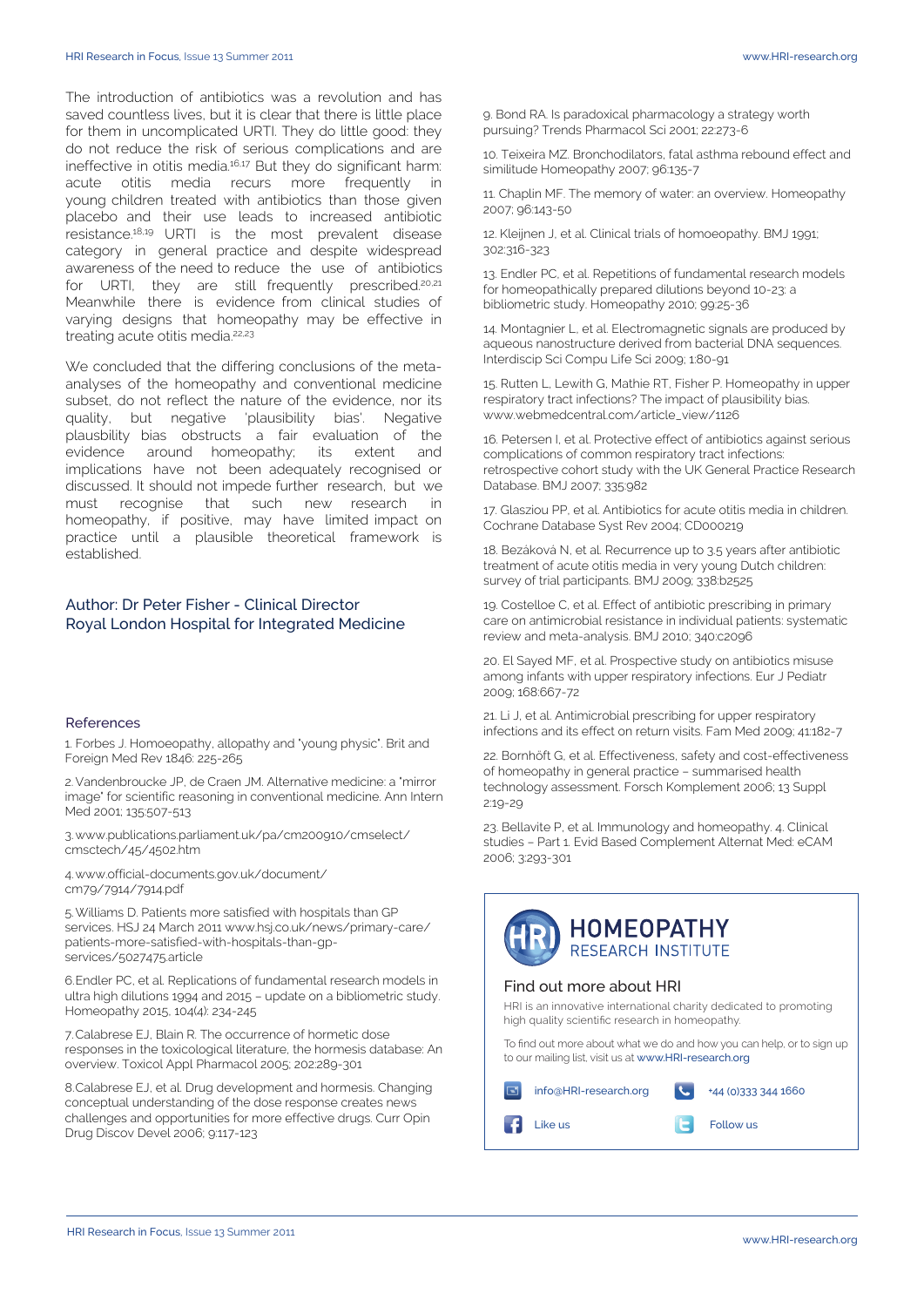The introduction of antibiotics was a revolution and has saved countless lives, but it is clear that there is little place for them in uncomplicated URTI. They do little good: they do not reduce the risk of serious complications and are ineffective in otitis media.[16,17] But they do significant harm: acute otitis media recurs more frequently in young children treated with antibiotics than those given placebo and their use leads to increased antibiotic resistance.[18,19] URTI is the most prevalent disease category in general practice and despite widespread awareness of the need to reduce the use of antibiotics for URTI, they are still frequently prescribed.[20,21] Meanwhile there is evidence from clinical studies of varying designs that homeopathy may be effective in treating acute otitis media.[22,23]

We concluded that the differing conclusions of the meta-analyses of the homeopathy and conventional medicine subset, do not reflect the nature of the evidence, nor its quality, but negative 'plausibility bias'. Negative plausibility bias obstructs a fair evaluation of the evidence around homeopathy; its extent and implications have not been adequately recognised or discussed. It should not impede further research, but we must recognise that such new research in homeopathy, if positive, may have limited impact on practice until a plausible theoretical framework is established.

## Author: Dr Peter Fisher - Clinical Director
## Royal London Hospital for Integrated Medicine

### References

1. Forbes J. Homoeopathy, allopathy and 'young physic'. Brit and Foreign Med Rev 1846: 225-265

2. Vandenbroucke JP, de Craen JM. Alternative medicine: a 'mirror image' for scientific reasoning in conventional medicine. Ann Intern Med 2001; 135:507-513

3. www.publications.parliament.uk/pa/cm200910/cmselect/cmsctech/45/4502.htm

4. www.official-documents.gov.uk/document/cm79/7914/7914.pdf

5. Williams D. Patients more satisfied with hospitals than GP services. HSJ 24 March 2011 www.hsj.co.uk/news/primary-care/patients-more-satisfied-with-hospitals-than-gp-services/5027475.article

6. Endler PC, et al. Replications of fundamental research models in ultra high dilutions 1994 and 2015 – update on a bibliometric study. Homeopathy 2015, 104(4): 234-245

7. Calabrese EJ, Blain R. The occurrence of hormetic dose responses in the toxicological literature, the hormesis database: An overview. Toxicol Appl Pharmacol 2005; 202:289-301

8. Calabrese EJ, et al. Drug development and hormesis. Changing conceptual understanding of the dose response creates news challenges and opportunities for more effective drugs. Curr Opin Drug Discov Devel 2006; 9:117-123

9. Bond RA. Is paradoxical pharmacology a strategy worth pursuing? Trends Pharmacol Sci 2001; 22:273-6

10. Teixeira MZ. Bronchodilators, fatal asthma rebound effect and similitude Homeopathy 2007; 96:135-7

11. Chaplin MF. The memory of water: an overview. Homeopathy 2007; 96:143-50

12. Kleijnen J, et al. Clinical trials of homoeopathy. BMJ 1991; 302:316-323

13. Endler PC, et al. Repetitions of fundamental research models for homeopathically prepared dilutions beyond 10-23: a bibliometric study. Homeopathy 2010; 99:25-36

14. Montagnier L, et al. Electromagnetic signals are produced by aqueous nanostructure derived from bacterial DNA sequences. Interdiscip Sci Compu Life Sci 2009; 1:80-91

15. Rutten L, Lewith G, Mathie RT, Fisher P. Homeopathy in upper respiratory tract infections? The impact of plausibility bias. www.webmedcentral.com/article_view/1126

16. Petersen I, et al. Protective effect of antibiotics against serious complications of common respiratory tract infections: retrospective cohort study with the UK General Practice Research Database. BMJ 2007; 335:982

17. Glasziou PP, et al. Antibiotics for acute otitis media in children. Cochrane Database Syst Rev 2004; CD000219

18. Bezáková N, et al. Recurrence up to 3.5 years after antibiotic treatment of acute otitis media in very young Dutch children: survey of trial participants. BMJ 2009; 338:b2525

19. Costelloe C, et al. Effect of antibiotic prescribing in primary care on antimicrobial resistance in individual patients: systematic review and meta-analysis. BMJ 2010; 340:c2096

20. El Sayed MF, et al. Prospective study on antibiotics misuse among infants with upper respiratory infections. Eur J Pediatr 2009; 168:667-72

21. Li J, et al. Antimicrobial prescribing for upper respiratory infections and its effect on return visits. Fam Med 2009; 41:182-7

22. Bornhöft G, et al. Effectiveness, safety and cost-effectiveness of homeopathy in general practice – summarised health technology assessment. Forsch Komplement 2006; 13 Suppl 2:19-29

23. Bellavite P, et al. Immunology and homeopathy. 4. Clinical studies – Part 1. Evid Based Complement Alternat Med: eCAM 2006; 3:293-301

HOMEOPATHY RESEARCH INSTITUTE

### Find out more about HRI

HRI is an innovative international charity dedicated to promoting high quality scientific research in homeopathy.

To find out more about what we do and how you can help, or to sign up to our mailing list, visit us at www.HRI-research.org

info@HRI-research.org

+44 (0)333 344 1660

Like us

Follow us